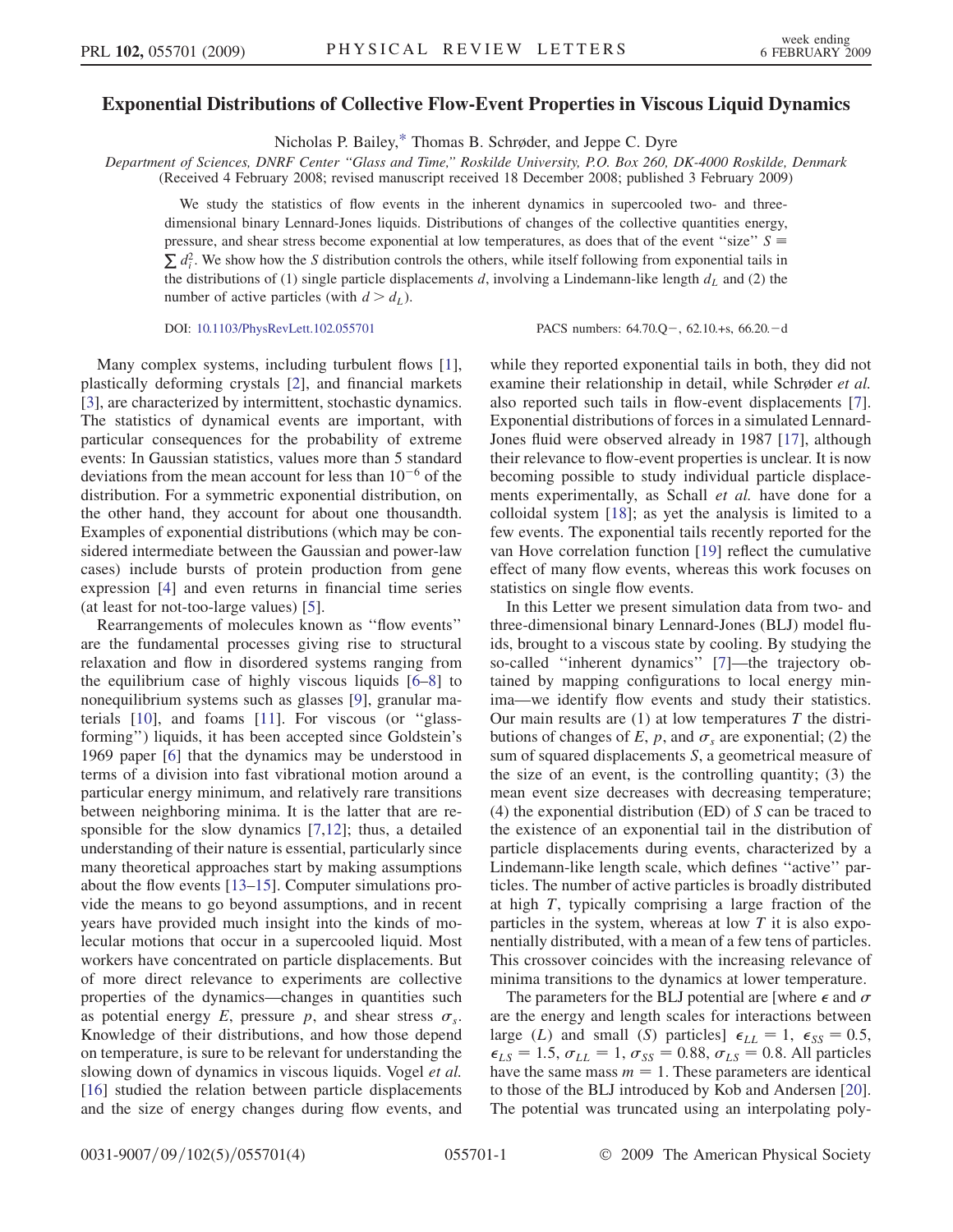# Exponential Distributions of Collective Flow-Event Properties in Viscous Liquid Dynamics

Nicholas P. Bailey,* Thomas B. Schrøder, and Jeppe C. Dyre

*Department of Sciences, DNRF Center "Glass and Time," Roskilde University, P.O. Box 260, DK-4000 Roskilde, Denmark*
(Received 4 February 2008; revised manuscript received 18 December 2008; published 3 February 2009)

We study the statistics of flow events in the inherent dynamics in supercooled two- and three-dimensional binary Lennard-Jones liquids. Distributions of changes of the collective quantities energy, pressure, and shear stress become exponential at low temperatures, as does that of the event "size" $S \equiv \sum d_i^2$. We show how the $S$ distribution controls the others, while itself following from exponential tails in the distributions of (1) single particle displacements $d$, involving a Lindemann-like length $d_L$ and (2) the number of active particles (with $d > d_L$).

DOI: 10.1103/PhysRevLett.102.055701

PACS numbers: 64.70.Q−, 62.10.+s, 66.20.−d

Many complex systems, including turbulent flows [1], plastically deforming crystals [2], and financial markets [3], are characterized by intermittent, stochastic dynamics. The statistics of dynamical events are important, with particular consequences for the probability of extreme events: In Gaussian statistics, values more than 5 standard deviations from the mean account for less than $10^{-6}$ of the distribution. For a symmetric exponential distribution, on the other hand, they account for about one thousandth. Examples of exponential distributions (which may be considered intermediate between the Gaussian and power-law cases) include bursts of protein production from gene expression [4] and even returns in financial time series (at least for not-too-large values) [5].

Rearrangements of molecules known as "flow events" are the fundamental processes giving rise to structural relaxation and flow in disordered systems ranging from the equilibrium case of highly viscous liquids [6–8] to nonequilibrium systems such as glasses [9], granular materials [10], and foams [11]. For viscous (or "glass-forming") liquids, it has been accepted since Goldstein's 1969 paper [6] that the dynamics may be understood in terms of a division into fast vibrational motion around a particular energy minimum, and relatively rare transitions between neighboring minima. It is the latter that are responsible for the slow dynamics [7,12]; thus, a detailed understanding of their nature is essential, particularly since many theoretical approaches start by making assumptions about the flow events [13–15]. Computer simulations provide the means to go beyond assumptions, and in recent years have provided much insight into the kinds of molecular motions that occur in a supercooled liquid. Most workers have concentrated on particle displacements. But of more direct relevance to experiments are collective properties of the dynamics—changes in quantities such as potential energy $E$, pressure $p$, and shear stress $\sigma_s$. Knowledge of their distributions, and how those depend on temperature, is sure to be relevant for understanding the slowing down of dynamics in viscous liquids. Vogel *et al.* [16] studied the relation between particle displacements and the size of energy changes during flow events, and while they reported exponential tails in both, they did not examine their relationship in detail, while Schrøder *et al.* also reported such tails in flow-event displacements [7]. Exponential distributions of forces in a simulated Lennard-Jones fluid were observed already in 1987 [17], although their relevance to flow-event properties is unclear. It is now becoming possible to study individual particle displacements experimentally, as Schall *et al.* have done for a colloidal system [18]; as yet the analysis is limited to a few events. The exponential tails recently reported for the van Hove correlation function [19] reflect the cumulative effect of many flow events, whereas this work focuses on statistics on single flow events.

In this Letter we present simulation data from two- and three-dimensional binary Lennard-Jones (BLJ) model fluids, brought to a viscous state by cooling. By studying the so-called "inherent dynamics" [7]—the trajectory obtained by mapping configurations to local energy minima—we identify flow events and study their statistics. Our main results are (1) at low temperatures $T$ the distributions of changes of $E$, $p$, and $\sigma_s$ are exponential; (2) the sum of squared displacements $S$, a geometrical measure of the size of an event, is the controlling quantity; (3) the mean event size decreases with decreasing temperature; (4) the exponential distribution (ED) of $S$ can be traced to the existence of an exponential tail in the distribution of particle displacements during events, characterized by a Lindemann-like length scale, which defines "active" particles. The number of active particles is broadly distributed at high $T$, typically comprising a large fraction of the particles in the system, whereas at low $T$ it is also exponentially distributed, with a mean of a few tens of particles. This crossover coincides with the increasing relevance of minima transitions to the dynamics at lower temperature.

The parameters for the BLJ potential are [where $\epsilon$ and $\sigma$ are the energy and length scales for interactions between large ($L$) and small ($S$) particles] $\epsilon_{LL} = 1$, $\epsilon_{SS} = 0.5$, $\epsilon_{LS} = 1.5$, $\sigma_{LL} = 1$, $\sigma_{SS} = 0.88$, $\sigma_{LS} = 0.8$. All particles have the same mass $m = 1$. These parameters are identical to those of the BLJ introduced by Kob and Andersen [20]. The potential was truncated using an interpolating poly-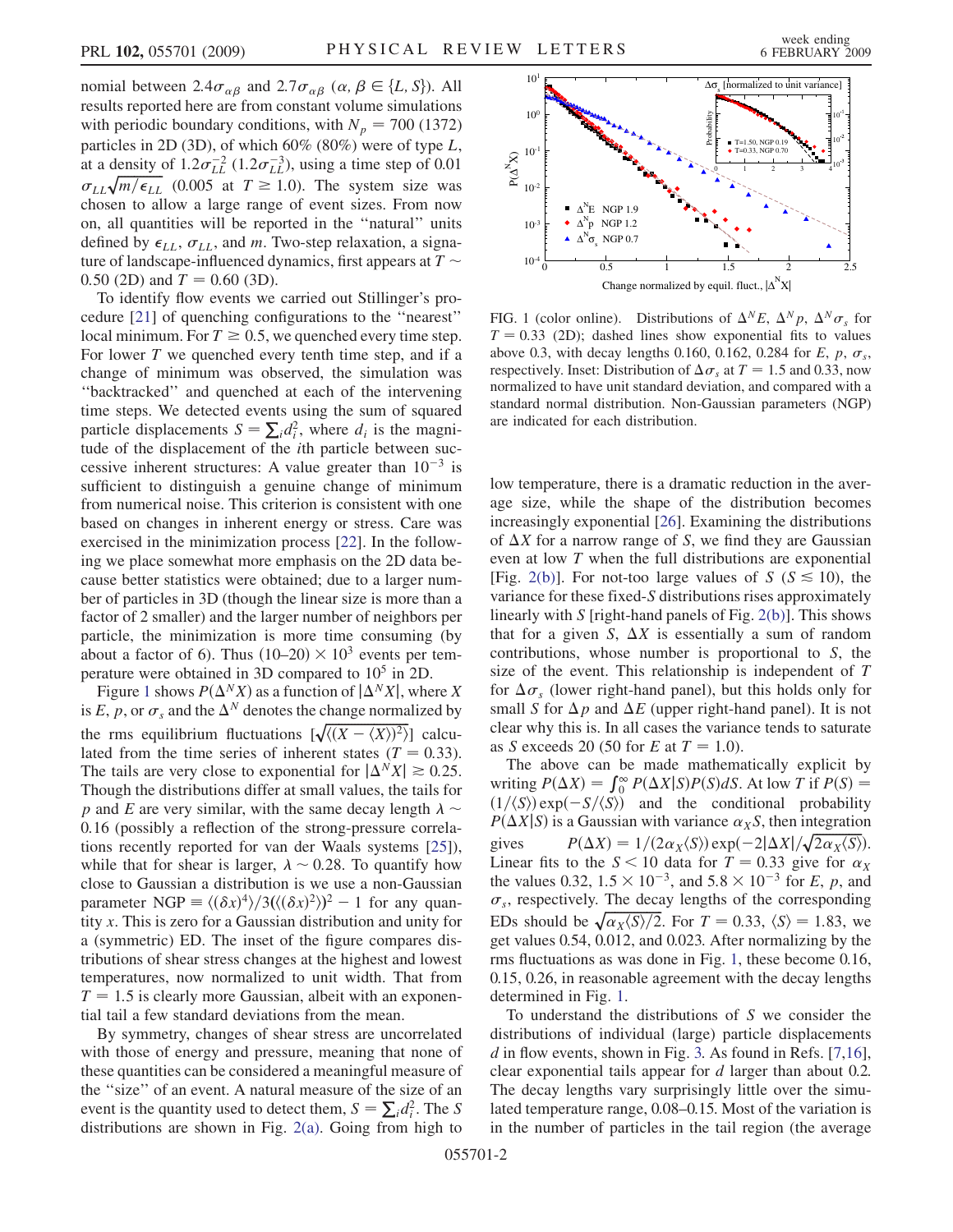nomial between $2.4\sigma_{\alpha\beta}$ and $2.7\sigma_{\alpha\beta}$ ($\alpha, \beta \in \{L, S\}$). All results reported here are from constant volume simulations with periodic boundary conditions, with $N_p = 700$ (1372) particles in 2D (3D), of which 60% (80%) were of type $L$, at a density of $1.2\sigma_{LL}^{-2}$ ($1.2\sigma_{LL}^{-3}$), using a time step of 0.01 $\sigma_{LL}\sqrt{m/\epsilon_{LL}}$ (0.005 at $T \geq 1.0$). The system size was chosen to allow a large range of event sizes. From now on, all quantities will be reported in the "natural" units defined by $\epsilon_{LL}$, $\sigma_{LL}$, and $m$. Two-step relaxation, a signature of landscape-influenced dynamics, first appears at $T \sim 0.50$ (2D) and $T = 0.60$ (3D).

To identify flow events we carried out Stillinger's procedure [21] of quenching configurations to the "nearest" local minimum. For $T \geq 0.5$, we quenched every time step. For lower $T$ we quenched every tenth time step, and if a change of minimum was observed, the simulation was "backtracked" and quenched at each of the intervening time steps. We detected events using the sum of squared particle displacements $S = \sum_i d_i^2$, where $d_i$ is the magnitude of the displacement of the $i$th particle between successive inherent structures: A value greater than $10^{-3}$ is sufficient to distinguish a genuine change of minimum from numerical noise. This criterion is consistent with one based on changes in inherent energy or stress. Care was exercised in the minimization process [22]. In the following we place somewhat more emphasis on the 2D data because better statistics were obtained; due to a larger number of particles in 3D (though the linear size is more than a factor of 2 smaller) and the larger number of neighbors per particle, the minimization is more time consuming (by about a factor of 6). Thus (10–20) $\times 10^3$ events per temperature were obtained in 3D compared to $10^5$ in 2D.

Figure 1 shows $P(\Delta^N X)$ as a function of $|\Delta^N X|$, where $X$ is $E$, $p$, or $\sigma_s$ and the $\Delta^N$ denotes the change normalized by the rms equilibrium fluctuations [$\sqrt{\langle (X - \langle X \rangle)^2 \rangle}$] calculated from the time series of inherent states ($T = 0.33$). The tails are very close to exponential for $|\Delta^N X| \gtrsim 0.25$. Though the distributions differ at small values, the tails for $p$ and $E$ are very similar, with the same decay length $\lambda \sim 0.16$ (possibly a reflection of the strong-pressure correlations recently reported for van der Waals systems [25]), while that for shear is larger, $\lambda \sim 0.28$. To quantify how close to Gaussian a distribution is we use a non-Gaussian parameter NGP $\equiv \langle (\delta x)^4 \rangle / 3(\langle (\delta x)^2 \rangle)^2 - 1$ for any quantity $x$. This is zero for a Gaussian distribution and unity for a (symmetric) ED. The inset of the figure compares distributions of shear stress changes at the highest and lowest temperatures, now normalized to unit width. That from $T = 1.5$ is clearly more Gaussian, albeit with an exponential tail a few standard deviations from the mean.

By symmetry, changes of shear stress are uncorrelated with those of energy and pressure, meaning that none of these quantities can be considered a meaningful measure of the "size" of an event. A natural measure of the size of an event is the quantity used to detect them, $S = \sum_i d_i^2$. The $S$ distributions are shown in Fig. 2(a). Going from high to low temperature, there is a dramatic reduction in the average size, while the shape of the distribution becomes increasingly exponential [26]. Examining the distributions of $\Delta X$ for a narrow range of $S$, we find they are Gaussian even at low $T$ when the full distributions are exponential [Fig. 2(b)]. For not-too large values of $S$ ($S \lesssim 10$), the variance for these fixed-$S$ distributions rises approximately linearly with $S$ [right-hand panels of Fig. 2(b)]. This shows that for a given $S$, $\Delta X$ is essentially a sum of random contributions, whose number is proportional to $S$, the size of the event. This relationship is independent of $T$ for $\Delta\sigma_s$ (lower right-hand panel), but this holds only for small $S$ for $\Delta p$ and $\Delta E$ (upper right-hand panel). It is not clear why this is. In all cases the variance tends to saturate as $S$ exceeds 20 (50 for $E$ at $T = 1.0$).

FIG. 1 (color online). Distributions of $\Delta^N E$, $\Delta^N p$, $\Delta^N \sigma_s$ for $T = 0.33$ (2D); dashed lines show exponential fits to values above 0.3, with decay lengths 0.160, 0.162, 0.284 for $E$, $p$, $\sigma_s$, respectively. Inset: Distribution of $\Delta\sigma_s$ at $T = 1.5$ and 0.33, now normalized to have unit standard deviation, and compared with a standard normal distribution. Non-Gaussian parameters (NGP) are indicated for each distribution.

The above can be made mathematically explicit by writing $P(\Delta X) = \int_0^\infty P(\Delta X|S)P(S)dS$. At low $T$ if $P(S) = (1/\langle S \rangle)\exp(-S/\langle S \rangle)$ and the conditional probability $P(\Delta X|S)$ is a Gaussian with variance $\alpha_X S$, then integration gives $P(\Delta X) = 1/(2\alpha_X \langle S \rangle)\exp(-2|\Delta X|/\sqrt{2\alpha_X \langle S \rangle})$. Linear fits to the $S < 10$ data for $T = 0.33$ give for $\alpha_X$ the values 0.32, $1.5 \times 10^{-3}$, and $5.8 \times 10^{-3}$ for $E$, $p$, and $\sigma_s$, respectively. The decay lengths of the corresponding EDs should be $\sqrt{\alpha_X \langle S \rangle / 2}$. For $T = 0.33$, $\langle S \rangle = 1.83$, we get values 0.54, 0.012, and 0.023. After normalizing by the rms fluctuations as was done in Fig. 1, these become 0.16, 0.15, 0.26, in reasonable agreement with the decay lengths determined in Fig. 1.

To understand the distributions of $S$ we consider the distributions of individual (large) particle displacements $d$ in flow events, shown in Fig. 3. As found in Refs. [7,16], clear exponential tails appear for $d$ larger than about 0.2. The decay lengths vary surprisingly little over the simulated temperature range, 0.08–0.15. Most of the variation is in the number of particles in the tail region (the average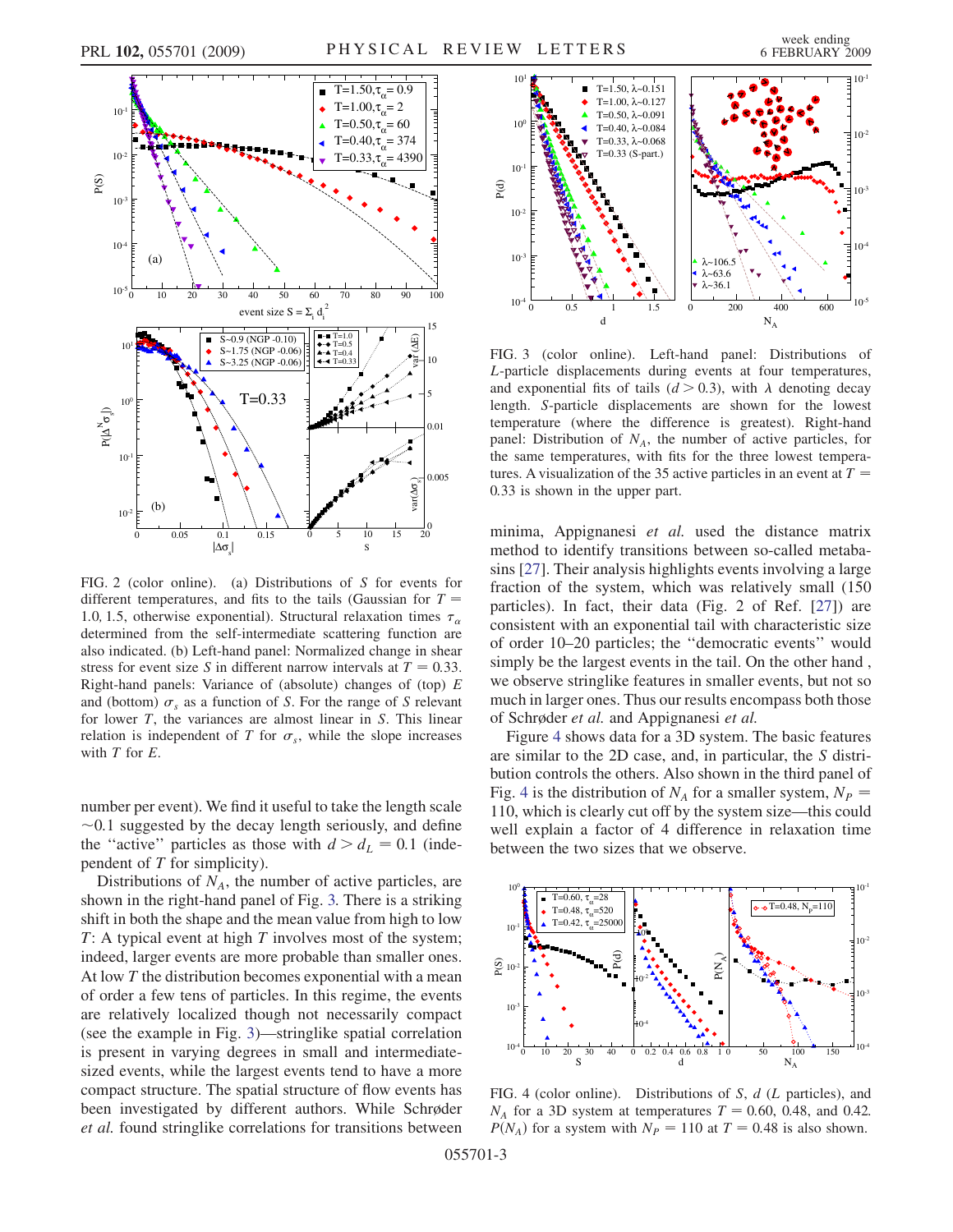FIG. 2 (color online). (a) Distributions of $S$ for events for different temperatures, and fits to the tails (Gaussian for $T = 1.0, 1.5$, otherwise exponential). Structural relaxation times $\tau_\alpha$ determined from the self-intermediate scattering function are also indicated. (b) Left-hand panel: Normalized change in shear stress for event size $S$ in different narrow intervals at $T = 0.33$. Right-hand panels: Variance of (absolute) changes of (top) $E$ and (bottom) $\sigma_s$ as a function of $S$. For the range of $S$ relevant for lower $T$, the variances are almost linear in $S$. This linear relation is independent of $T$ for $\sigma_s$, while the slope increases with $T$ for $E$.

number per event). We find it useful to take the length scale $\sim 0.1$ suggested by the decay length seriously, and define the "active" particles as those with $d > d_L = 0.1$ (independent of $T$ for simplicity).

Distributions of $N_A$, the number of active particles, are shown in the right-hand panel of Fig. 3. There is a striking shift in both the shape and the mean value from high to low $T$: A typical event at high $T$ involves most of the system; indeed, larger events are more probable than smaller ones. At low $T$ the distribution becomes exponential with a mean of order a few tens of particles. In this regime, the events are relatively localized though not necessarily compact (see the example in Fig. 3)—stringlike spatial correlation is present in varying degrees in small and intermediate-sized events, while the largest events tend to have a more compact structure. The spatial structure of flow events has been investigated by different authors. While Schrøder *et al.* found stringlike correlations for transitions between minima, Appignanesi *et al.* used the distance matrix method to identify transitions between so-called metabasins [27]. Their analysis highlights events involving a large fraction of the system, which was relatively small (150 particles). In fact, their data (Fig. 2 of Ref. [27]) are consistent with an exponential tail with characteristic size of order 10–20 particles; the "democratic events" would simply be the largest events in the tail. On the other hand , we observe stringlike features in smaller events, but not so much in larger ones. Thus our results encompass both those of Schrøder *et al.* and Appignanesi *et al.*

FIG. 3 (color online). Left-hand panel: Distributions of $L$-particle displacements during events at four temperatures, and exponential fits of tails ($d > 0.3$), with $\lambda$ denoting decay length. $S$-particle displacements are shown for the lowest temperature (where the difference is greatest). Right-hand panel: Distribution of $N_A$, the number of active particles, for the same temperatures, with fits for the three lowest temperatures. A visualization of the 35 active particles in an event at $T = 0.33$ is shown in the upper part.

Figure 4 shows data for a 3D system. The basic features are similar to the 2D case, and, in particular, the $S$ distribution controls the others. Also shown in the third panel of Fig. 4 is the distribution of $N_A$ for a smaller system, $N_P = 110$, which is clearly cut off by the system size—this could well explain a factor of 4 difference in relaxation time between the two sizes that we observe.

FIG. 4 (color online). Distributions of $S$, $d$ ($L$ particles), and $N_A$ for a 3D system at temperatures $T = 0.60$, 0.48, and 0.42. $P(N_A)$ for a system with $N_P = 110$ at $T = 0.48$ is also shown.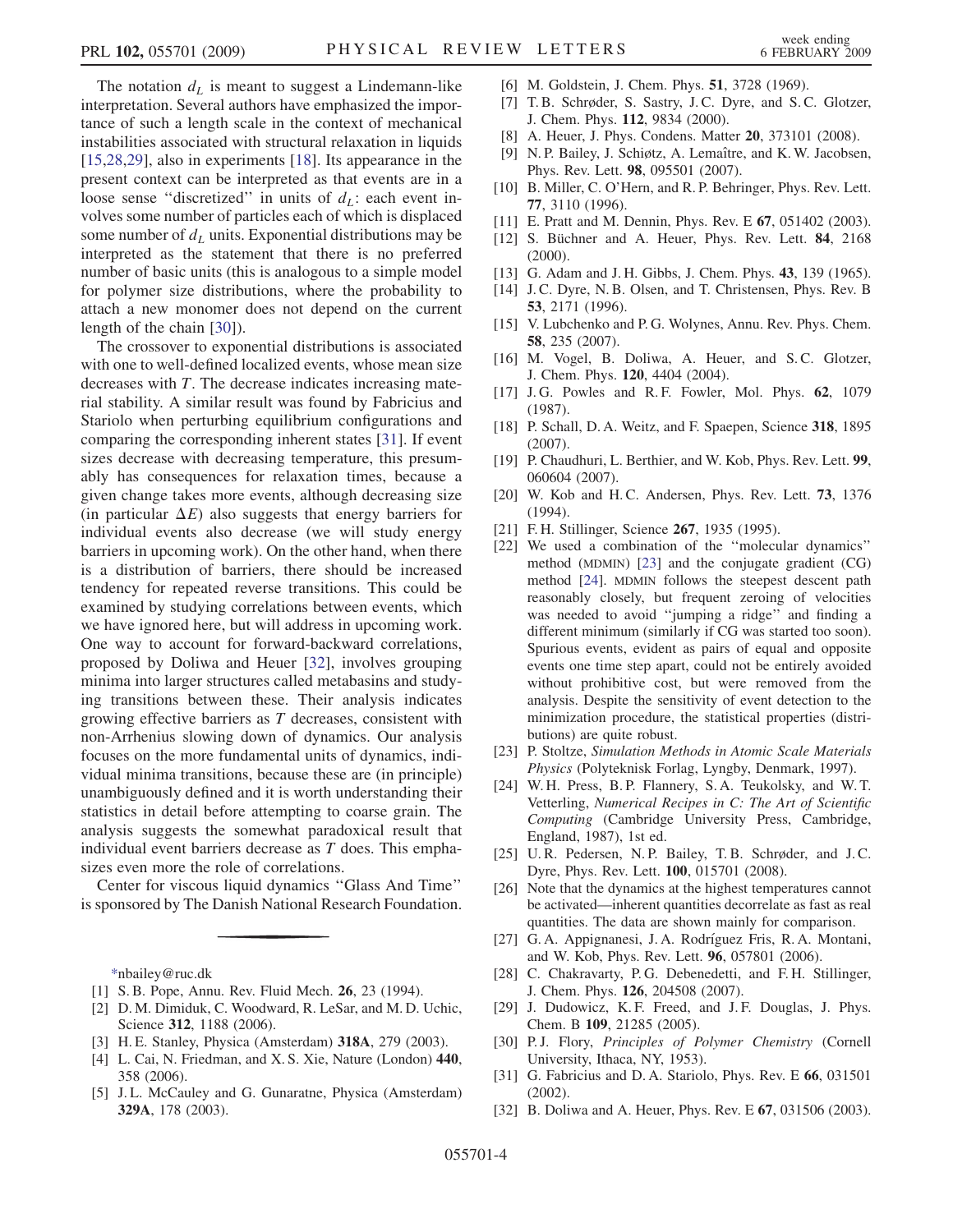The notation $d_L$ is meant to suggest a Lindemann-like interpretation. Several authors have emphasized the importance of such a length scale in the context of mechanical instabilities associated with structural relaxation in liquids [15,28,29], also in experiments [18]. Its appearance in the present context can be interpreted as that events are in a loose sense "discretized" in units of $d_L$: each event involves some number of particles each of which is displaced some number of $d_L$ units. Exponential distributions may be interpreted as the statement that there is no preferred number of basic units (this is analogous to a simple model for polymer size distributions, where the probability to attach a new monomer does not depend on the current length of the chain [30]).

The crossover to exponential distributions is associated with one to well-defined localized events, whose mean size decreases with $T$. The decrease indicates increasing material stability. A similar result was found by Fabricius and Stariolo when perturbing equilibrium configurations and comparing the corresponding inherent states [31]. If event sizes decrease with decreasing temperature, this presumably has consequences for relaxation times, because a given change takes more events, although decreasing size (in particular $\Delta E$) also suggests that energy barriers for individual events also decrease (we will study energy barriers in upcoming work). On the other hand, when there is a distribution of barriers, there should be increased tendency for repeated reverse transitions. This could be examined by studying correlations between events, which we have ignored here, but will address in upcoming work. One way to account for forward-backward correlations, proposed by Doliwa and Heuer [32], involves grouping minima into larger structures called metabasins and studying transitions between these. Their analysis indicates growing effective barriers as $T$ decreases, consistent with non-Arrhenius slowing down of dynamics. Our analysis focuses on the more fundamental units of dynamics, individual minima transitions, because these are (in principle) unambiguously defined and it is worth understanding their statistics in detail before attempting to coarse grain. The analysis suggests the somewhat paradoxical result that individual event barriers decrease as $T$ does. This emphasizes even more the role of correlations.

Center for viscous liquid dynamics "Glass And Time" is sponsored by The Danish National Research Foundation.

---

*nbailey@ruc.dk

[1] S. B. Pope, Annu. Rev. Fluid Mech. **26**, 23 (1994).
[2] D. M. Dimiduk, C. Woodward, R. LeSar, and M. D. Uchic, Science **312**, 1188 (2006).
[3] H. E. Stanley, Physica (Amsterdam) **318A**, 279 (2003).
[4] L. Cai, N. Friedman, and X. S. Xie, Nature (London) **440**, 358 (2006).
[5] J. L. McCauley and G. Gunaratne, Physica (Amsterdam) **329A**, 178 (2003).
[6] M. Goldstein, J. Chem. Phys. **51**, 3728 (1969).
[7] T. B. Schrøder, S. Sastry, J. C. Dyre, and S. C. Glotzer, J. Chem. Phys. **112**, 9834 (2000).
[8] A. Heuer, J. Phys. Condens. Matter **20**, 373101 (2008).
[9] N. P. Bailey, J. Schiøtz, A. Lemaître, and K. W. Jacobsen, Phys. Rev. Lett. **98**, 095501 (2007).
[10] B. Miller, C. O'Hern, and R. P. Behringer, Phys. Rev. Lett. **77**, 3110 (1996).
[11] E. Pratt and M. Dennin, Phys. Rev. E **67**, 051402 (2003).
[12] S. Büchner and A. Heuer, Phys. Rev. Lett. **84**, 2168 (2000).
[13] G. Adam and J. H. Gibbs, J. Chem. Phys. **43**, 139 (1965).
[14] J. C. Dyre, N. B. Olsen, and T. Christensen, Phys. Rev. B **53**, 2171 (1996).
[15] V. Lubchenko and P. G. Wolynes, Annu. Rev. Phys. Chem. **58**, 235 (2007).
[16] M. Vogel, B. Doliwa, A. Heuer, and S. C. Glotzer, J. Chem. Phys. **120**, 4404 (2004).
[17] J. G. Powles and R. F. Fowler, Mol. Phys. **62**, 1079 (1987).
[18] P. Schall, D. A. Weitz, and F. Spaepen, Science **318**, 1895 (2007).
[19] P. Chaudhuri, L. Berthier, and W. Kob, Phys. Rev. Lett. **99**, 060604 (2007).
[20] W. Kob and H. C. Andersen, Phys. Rev. Lett. **73**, 1376 (1994).
[21] F. H. Stillinger, Science **267**, 1935 (1995).
[22] We used a combination of the "molecular dynamics" method (MDMIN) [23] and the conjugate gradient (CG) method [24]. MDMIN follows the steepest descent path reasonably closely, but frequent zeroing of velocities was needed to avoid "jumping a ridge" and finding a different minimum (similarly if CG was started too soon). Spurious events, evident as pairs of equal and opposite events one time step apart, could not be entirely avoided without prohibitive cost, but were removed from the analysis. Despite the sensitivity of event detection to the minimization procedure, the statistical properties (distributions) are quite robust.
[23] P. Stoltze, *Simulation Methods in Atomic Scale Materials Physics* (Polyteknisk Forlag, Lyngby, Denmark, 1997).
[24] W. H. Press, B. P. Flannery, S. A. Teukolsky, and W. T. Vetterling, *Numerical Recipes in C: The Art of Scientific Computing* (Cambridge University Press, Cambridge, England, 1987), 1st ed.
[25] U. R. Pedersen, N. P. Bailey, T. B. Schrøder, and J. C. Dyre, Phys. Rev. Lett. **100**, 015701 (2008).
[26] Note that the dynamics at the highest temperatures cannot be activated—inherent quantities decorrelate as fast as real quantities. The data are shown mainly for comparison.
[27] G. A. Appignanesi, J. A. Rodríguez Fris, R. A. Montani, and W. Kob, Phys. Rev. Lett. **96**, 057801 (2006).
[28] C. Chakravarty, P. G. Debenedetti, and F. H. Stillinger, J. Chem. Phys. **126**, 204508 (2007).
[29] J. Dudowicz, K. F. Freed, and J. F. Douglas, J. Phys. Chem. B **109**, 21285 (2005).
[30] P. J. Flory, *Principles of Polymer Chemistry* (Cornell University, Ithaca, NY, 1953).
[31] G. Fabricius and D. A. Stariolo, Phys. Rev. E **66**, 031501 (2002).
[32] B. Doliwa and A. Heuer, Phys. Rev. E **67**, 031506 (2003).